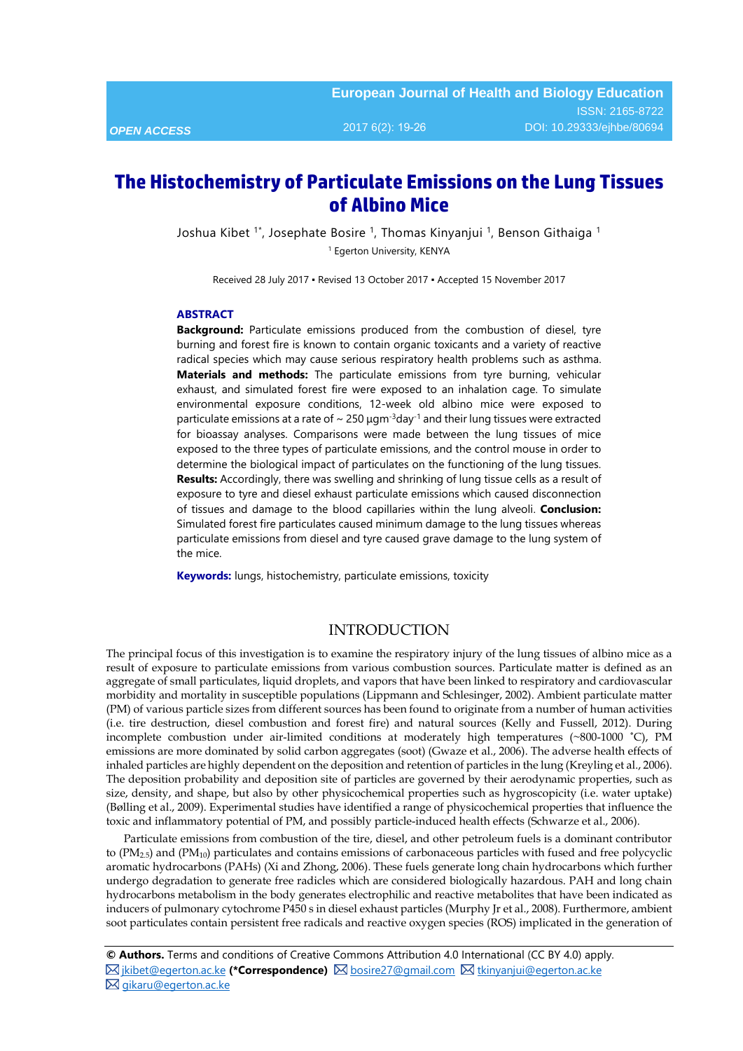**European Journal of Health and Biology Education**
ISSN: 2165-8722
*OPEN ACCESS* 2017 6(2): 19-26 DOI: 10.29333/ejhbe/80694

# The Histochemistry of Particulate Emissions on the Lung Tissues of Albino Mice

Joshua Kibet [1*], Josephate Bosire [1], Thomas Kinyanjui [1], Benson Githaiga [1]

[1] Egerton University, KENYA

Received 28 July 2017 ▪ Revised 13 October 2017 ▪ Accepted 15 November 2017

## ABSTRACT

**Background:** Particulate emissions produced from the combustion of diesel, tyre burning and forest fire is known to contain organic toxicants and a variety of reactive radical species which may cause serious respiratory health problems such as asthma. **Materials and methods:** The particulate emissions from tyre burning, vehicular exhaust, and simulated forest fire were exposed to an inhalation cage. To simulate environmental exposure conditions, 12-week old albino mice were exposed to particulate emissions at a rate of ~ 250 $\mu gm^{-3}day^{-1}$ and their lung tissues were extracted for bioassay analyses. Comparisons were made between the lung tissues of mice exposed to the three types of particulate emissions, and the control mouse in order to determine the biological impact of particulates on the functioning of the lung tissues. **Results:** Accordingly, there was swelling and shrinking of lung tissue cells as a result of exposure to tyre and diesel exhaust particulate emissions which caused disconnection of tissues and damage to the blood capillaries within the lung alveoli. **Conclusion:** Simulated forest fire particulates caused minimum damage to the lung tissues whereas particulate emissions from diesel and tyre caused grave damage to the lung system of the mice.

**Keywords:** lungs, histochemistry, particulate emissions, toxicity

## INTRODUCTION

The principal focus of this investigation is to examine the respiratory injury of the lung tissues of albino mice as a result of exposure to particulate emissions from various combustion sources. Particulate matter is defined as an aggregate of small particulates, liquid droplets, and vapors that have been linked to respiratory and cardiovascular morbidity and mortality in susceptible populations (Lippmann and Schlesinger, 2002). Ambient particulate matter (PM) of various particle sizes from different sources has been found to originate from a number of human activities (i.e. tire destruction, diesel combustion and forest fire) and natural sources (Kelly and Fussell, 2012). During incomplete combustion under air-limited conditions at moderately high temperatures (~800-1000 ˚C), PM emissions are more dominated by solid carbon aggregates (soot) (Gwaze et al., 2006). The adverse health effects of inhaled particles are highly dependent on the deposition and retention of particles in the lung (Kreyling et al., 2006). The deposition probability and deposition site of particles are governed by their aerodynamic properties, such as size, density, and shape, but also by other physicochemical properties such as hygroscopicity (i.e. water uptake) (Bølling et al., 2009). Experimental studies have identified a range of physicochemical properties that influence the toxic and inflammatory potential of PM, and possibly particle-induced health effects (Schwarze et al., 2006).

Particulate emissions from combustion of the tire, diesel, and other petroleum fuels is a dominant contributor to ($PM_{2.5}$) and ($PM_{10}$) particulates and contains emissions of carbonaceous particles with fused and free polycyclic aromatic hydrocarbons (PAHs) (Xi and Zhong, 2006). These fuels generate long chain hydrocarbons which further undergo degradation to generate free radicles which are considered biologically hazardous. PAH and long chain hydrocarbons metabolism in the body generates electrophilic and reactive metabolites that have been indicated as inducers of pulmonary cytochrome P450 s in diesel exhaust particles (Murphy Jr et al., 2008). Furthermore, ambient soot particulates contain persistent free radicals and reactive oxygen species (ROS) implicated in the generation of

---

**© Authors.** Terms and conditions of Creative Commons Attribution 4.0 International (CC BY 4.0) apply.
jkibet@egerton.ac.ke **(*Correspondence)** bosire27@gmail.com tkinyanjui@egerton.ac.ke
gikaru@egerton.ac.ke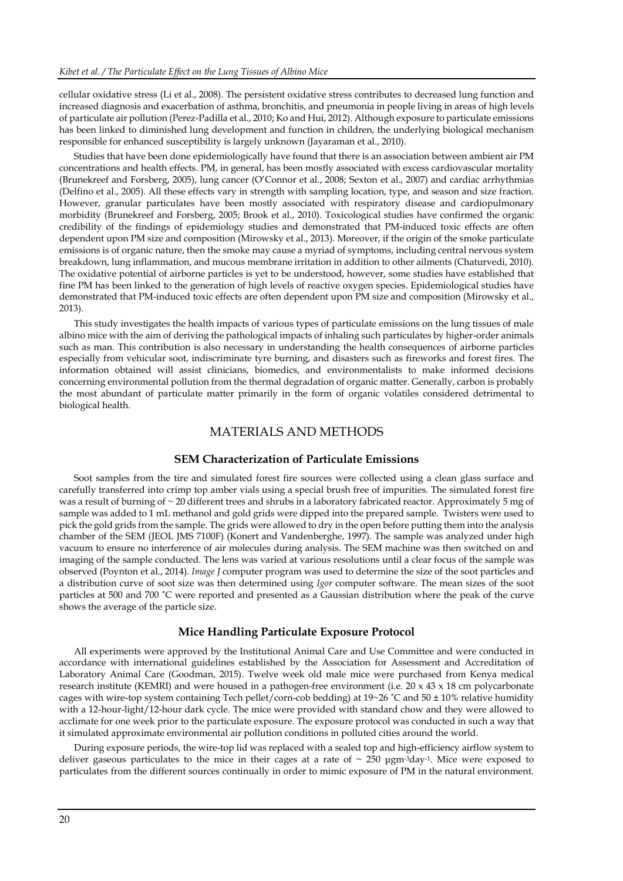cellular oxidative stress (Li et al., 2008). The persistent oxidative stress contributes to decreased lung function and increased diagnosis and exacerbation of asthma, bronchitis, and pneumonia in people living in areas of high levels of particulate air pollution (Perez-Padilla et al., 2010; Ko and Hui, 2012). Although exposure to particulate emissions has been linked to diminished lung development and function in children, the underlying biological mechanism responsible for enhanced susceptibility is largely unknown (Jayaraman et al., 2010).

Studies that have been done epidemiologically have found that there is an association between ambient air PM concentrations and health effects. PM, in general, has been mostly associated with excess cardiovascular mortality (Brunekreef and Forsberg, 2005), lung cancer (O'Connor et al., 2008; Sexton et al., 2007) and cardiac arrhythmias (Delfino et al., 2005). All these effects vary in strength with sampling location, type, and season and size fraction. However, granular particulates have been mostly associated with respiratory disease and cardiopulmonary morbidity (Brunekreef and Forsberg, 2005; Brook et al., 2010). Toxicological studies have confirmed the organic credibility of the findings of epidemiology studies and demonstrated that PM-induced toxic effects are often dependent upon PM size and composition (Mirowsky et al., 2013). Moreover, if the origin of the smoke particulate emissions is of organic nature, then the smoke may cause a myriad of symptoms, including central nervous system breakdown, lung inflammation, and mucous membrane irritation in addition to other ailments (Chaturvedi, 2010). The oxidative potential of airborne particles is yet to be understood, however, some studies have established that fine PM has been linked to the generation of high levels of reactive oxygen species. Epidemiological studies have demonstrated that PM-induced toxic effects are often dependent upon PM size and composition (Mirowsky et al., 2013).

This study investigates the health impacts of various types of particulate emissions on the lung tissues of male albino mice with the aim of deriving the pathological impacts of inhaling such particulates by higher-order animals such as man. This contribution is also necessary in understanding the health consequences of airborne particles especially from vehicular soot, indiscriminate tyre burning, and disasters such as fireworks and forest fires. The information obtained will assist clinicians, biomedics, and environmentalists to make informed decisions concerning environmental pollution from the thermal degradation of organic matter. Generally, carbon is probably the most abundant of particulate matter primarily in the form of organic volatiles considered detrimental to biological health.

## MATERIALS AND METHODS

### SEM Characterization of Particulate Emissions

Soot samples from the tire and simulated forest fire sources were collected using a clean glass surface and carefully transferred into crimp top amber vials using a special brush free of impurities. The simulated forest fire was a result of burning of ~ 20 different trees and shrubs in a laboratory fabricated reactor. Approximately 5 mg of sample was added to 1 mL methanol and gold grids were dipped into the prepared sample. Twisters were used to pick the gold grids from the sample. The grids were allowed to dry in the open before putting them into the analysis chamber of the SEM (JEOL JMS 7100F) (Konert and Vandenberghe, 1997). The sample was analyzed under high vacuum to ensure no interference of air molecules during analysis. The SEM machine was then switched on and imaging of the sample conducted. The lens was varied at various resolutions until a clear focus of the sample was observed (Poynton et al., 2014). *Image J* computer program was used to determine the size of the soot particles and a distribution curve of soot size was then determined using *Igor* computer software. The mean sizes of the soot particles at 500 and 700 ˚C were reported and presented as a Gaussian distribution where the peak of the curve shows the average of the particle size.

### Mice Handling Particulate Exposure Protocol

All experiments were approved by the Institutional Animal Care and Use Committee and were conducted in accordance with international guidelines established by the Association for Assessment and Accreditation of Laboratory Animal Care (Goodman, 2015). Twelve week old male mice were purchased from Kenya medical research institute (KEMRI) and were housed in a pathogen-free environment (i.e. 20 x 43 x 18 cm polycarbonate cages with wire-top system containing Tech pellet/corn-cob bedding) at 19~26 ˚C and 50 ± 10% relative humidity with a 12-hour-light/12-hour dark cycle. The mice were provided with standard chow and they were allowed to acclimate for one week prior to the particulate exposure. The exposure protocol was conducted in such a way that it simulated approximate environmental air pollution conditions in polluted cities around the world.

During exposure periods, the wire-top lid was replaced with a sealed top and high-efficiency airflow system to deliver gaseous particulates to the mice in their cages at a rate of ~ 250 $\mu gm^{-3}day^{-1}$. Mice were exposed to particulates from the different sources continually in order to mimic exposure of PM in the natural environment.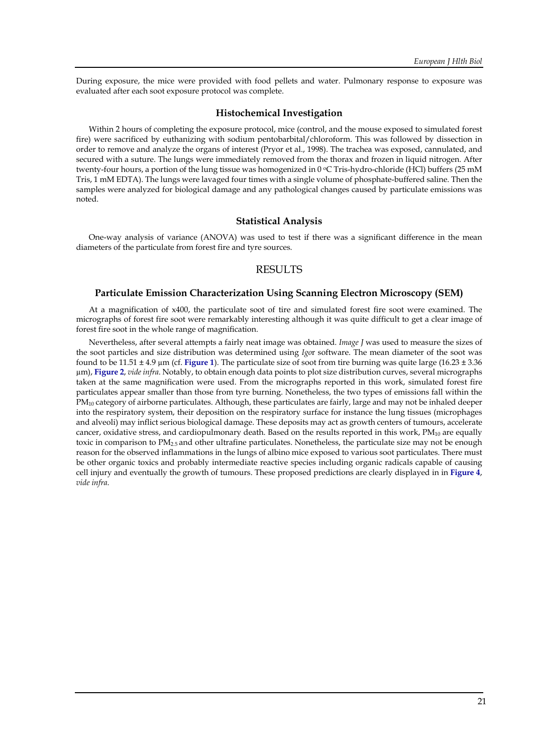During exposure, the mice were provided with food pellets and water. Pulmonary response to exposure was evaluated after each soot exposure protocol was complete.

### Histochemical Investigation

Within 2 hours of completing the exposure protocol, mice (control, and the mouse exposed to simulated forest fire) were sacrificed by euthanizing with sodium pentobarbital/chloroform. This was followed by dissection in order to remove and analyze the organs of interest (Pryor et al., 1998). The trachea was exposed, cannulated, and secured with a suture. The lungs were immediately removed from the thorax and frozen in liquid nitrogen. After twenty-four hours, a portion of the lung tissue was homogenized in 0 °C Tris-hydro-chloride (HCl) buffers (25 mM Tris, 1 mM EDTA). The lungs were lavaged four times with a single volume of phosphate-buffered saline. Then the samples were analyzed for biological damage and any pathological changes caused by particulate emissions was noted.

### Statistical Analysis

One-way analysis of variance (ANOVA) was used to test if there was a significant difference in the mean diameters of the particulate from forest fire and tyre sources.

## RESULTS

### Particulate Emission Characterization Using Scanning Electron Microscopy (SEM)

At a magnification of x400, the particulate soot of tire and simulated forest fire soot were examined. The micrographs of forest fire soot were remarkably interesting although it was quite difficult to get a clear image of forest fire soot in the whole range of magnification.

Nevertheless, after several attempts a fairly neat image was obtained. *Image J* was used to measure the sizes of the soot particles and size distribution was determined using *Igo*r software. The mean diameter of the soot was found to be 11.51 ± 4.9 µm (cf. **Figure 1**). The particulate size of soot from tire burning was quite large (16.23 ± 3.36 µm), **Figure 2**, *vide infra*. Notably, to obtain enough data points to plot size distribution curves, several micrographs taken at the same magnification were used. From the micrographs reported in this work, simulated forest fire particulates appear smaller than those from tyre burning. Nonetheless, the two types of emissions fall within the $PM_{10}$ category of airborne particulates. Although, these particulates are fairly, large and may not be inhaled deeper into the respiratory system, their deposition on the respiratory surface for instance the lung tissues (microphages and alveoli) may inflict serious biological damage. These deposits may act as growth centers of tumours, accelerate cancer, oxidative stress, and cardiopulmonary death. Based on the results reported in this work, $PM_{10}$ are equally toxic in comparison to $PM_{2.5}$ and other ultrafine particulates. Nonetheless, the particulate size may not be enough reason for the observed inflammations in the lungs of albino mice exposed to various soot particulates. There must be other organic toxics and probably intermediate reactive species including organic radicals capable of causing cell injury and eventually the growth of tumours. These proposed predictions are clearly displayed in in **Figure 4**, *vide infra*.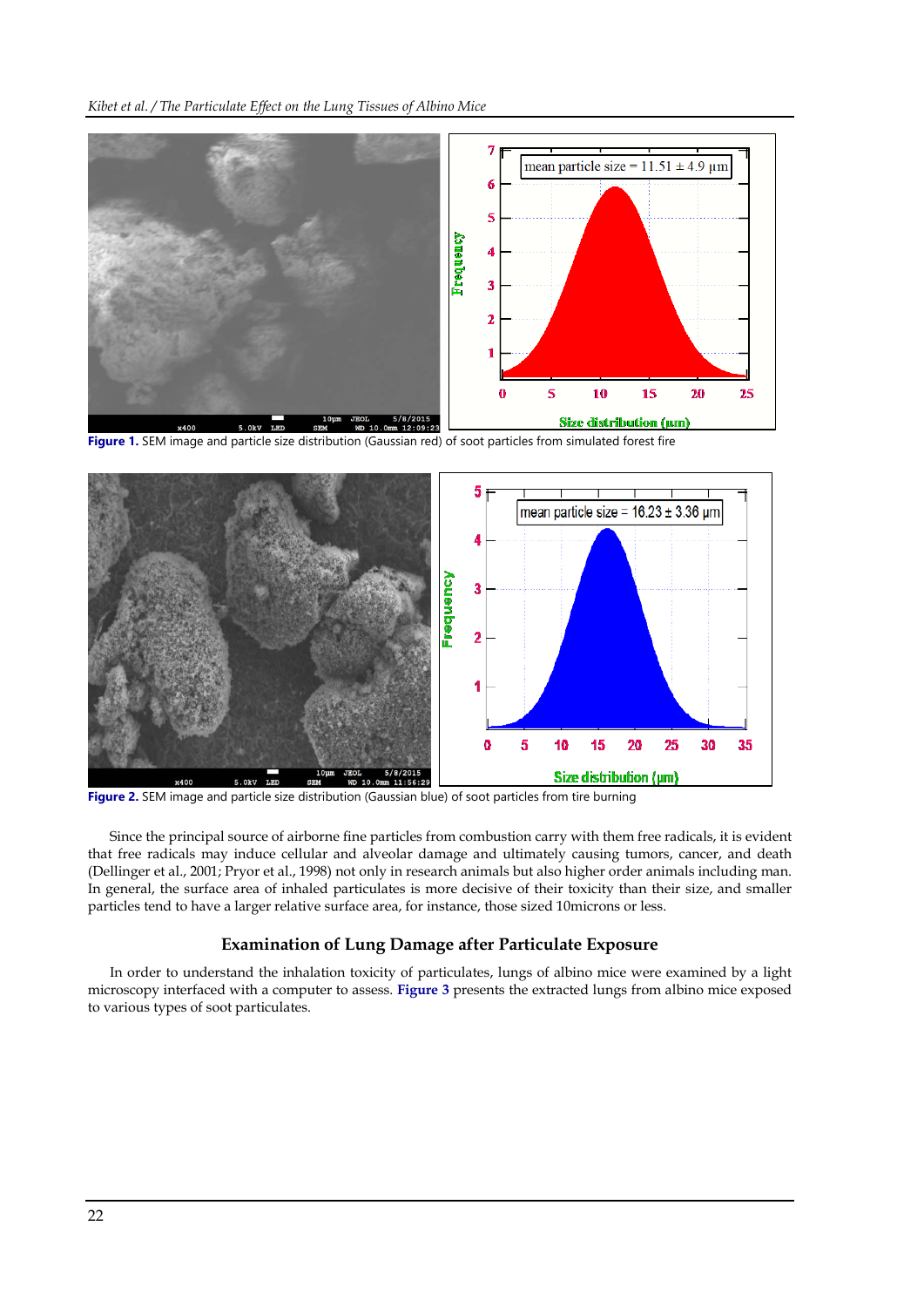**Figure 1.** SEM image and particle size distribution (Gaussian red) of soot particles from simulated forest fire

**Figure 2.** SEM image and particle size distribution (Gaussian blue) of soot particles from tire burning

Since the principal source of airborne fine particles from combustion carry with them free radicals, it is evident that free radicals may induce cellular and alveolar damage and ultimately causing tumors, cancer, and death (Dellinger et al., 2001; Pryor et al., 1998) not only in research animals but also higher order animals including man. In general, the surface area of inhaled particulates is more decisive of their toxicity than their size, and smaller particles tend to have a larger relative surface area, for instance, those sized 10microns or less.

## Examination of Lung Damage after Particulate Exposure

In order to understand the inhalation toxicity of particulates, lungs of albino mice were examined by a light microscopy interfaced with a computer to assess. Figure 3 presents the extracted lungs from albino mice exposed to various types of soot particulates.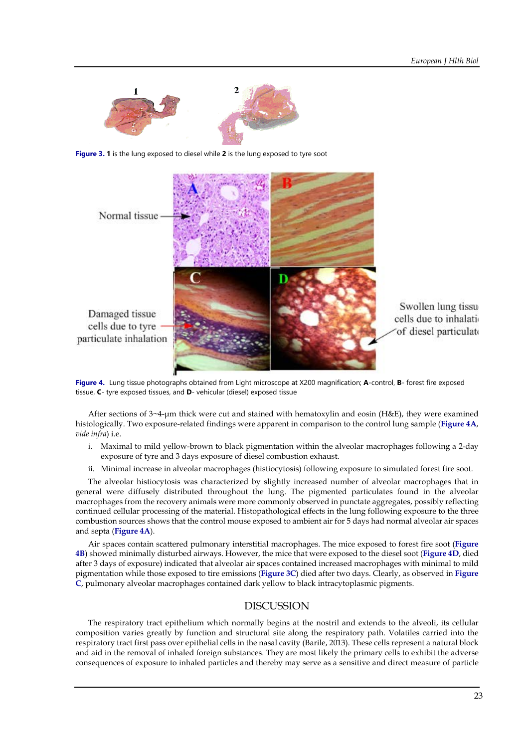**Figure 3.** **1** is the lung exposed to diesel while **2** is the lung exposed to tyre soot

**Figure 4.** Lung tissue photographs obtained from Light microscope at X200 magnification; **A**-control, **B**- forest fire exposed tissue, **C**- tyre exposed tissues, and **D**- vehicular (diesel) exposed tissue

After sections of 3~4-µm thick were cut and stained with hematoxylin and eosin (H&E), they were examined histologically. Two exposure-related findings were apparent in comparison to the control lung sample (Figure 4A, *vide infra*) i.e.

i. Maximal to mild yellow-brown to black pigmentation within the alveolar macrophages following a 2-day exposure of tyre and 3 days exposure of diesel combustion exhaust.

ii. Minimal increase in alveolar macrophages (histiocytosis) following exposure to simulated forest fire soot.

The alveolar histiocytosis was characterized by slightly increased number of alveolar macrophages that in general were diffusely distributed throughout the lung. The pigmented particulates found in the alveolar macrophages from the recovery animals were more commonly observed in punctate aggregates, possibly reflecting continued cellular processing of the material. Histopathological effects in the lung following exposure to the three combustion sources shows that the control mouse exposed to ambient air for 5 days had normal alveolar air spaces and septa (Figure 4A).

Air spaces contain scattered pulmonary interstitial macrophages. The mice exposed to forest fire soot (Figure 4B) showed minimally disturbed airways. However, the mice that were exposed to the diesel soot (Figure 4D, died after 3 days of exposure) indicated that alveolar air spaces contained increased macrophages with minimal to mild pigmentation while those exposed to tire emissions (Figure 3C) died after two days. Clearly, as observed in Figure C, pulmonary alveolar macrophages contained dark yellow to black intracytoplasmic pigments.

## DISCUSSION

The respiratory tract epithelium which normally begins at the nostril and extends to the alveoli, its cellular composition varies greatly by function and structural site along the respiratory path. Volatiles carried into the respiratory tract first pass over epithelial cells in the nasal cavity (Barile, 2013). These cells represent a natural block and aid in the removal of inhaled foreign substances. They are most likely the primary cells to exhibit the adverse consequences of exposure to inhaled particles and thereby may serve as a sensitive and direct measure of particle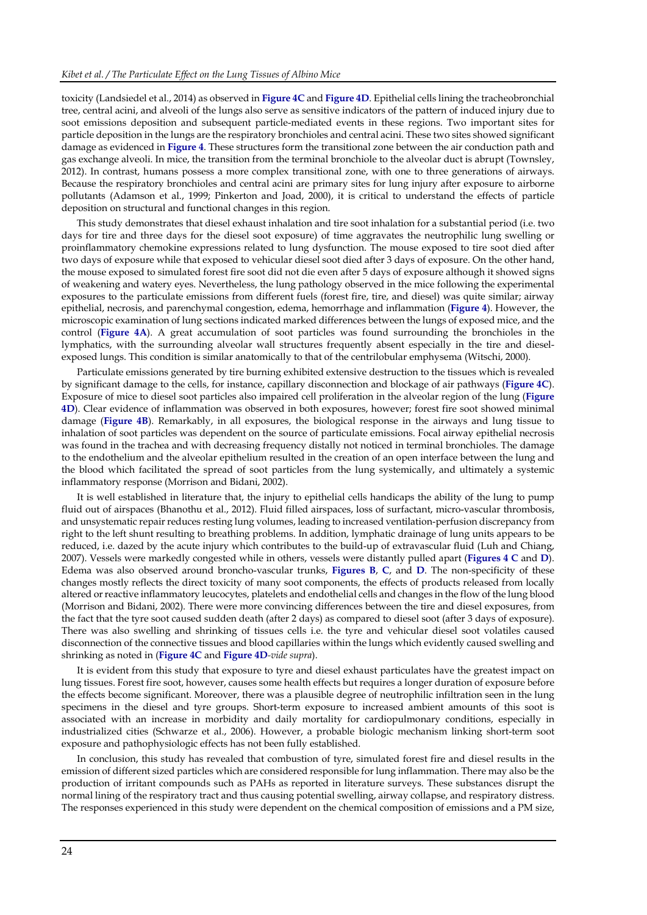toxicity (Landsiedel et al., 2014) as observed in **Figure 4C** and **Figure 4D**. Epithelial cells lining the tracheobronchial tree, central acini, and alveoli of the lungs also serve as sensitive indicators of the pattern of induced injury due to soot emissions deposition and subsequent particle-mediated events in these regions. Two important sites for particle deposition in the lungs are the respiratory bronchioles and central acini. These two sites showed significant damage as evidenced in **Figure 4**. These structures form the transitional zone between the air conduction path and gas exchange alveoli. In mice, the transition from the terminal bronchiole to the alveolar duct is abrupt (Townsley, 2012). In contrast, humans possess a more complex transitional zone, with one to three generations of airways. Because the respiratory bronchioles and central acini are primary sites for lung injury after exposure to airborne pollutants (Adamson et al., 1999; Pinkerton and Joad, 2000), it is critical to understand the effects of particle deposition on structural and functional changes in this region.

This study demonstrates that diesel exhaust inhalation and tire soot inhalation for a substantial period (i.e. two days for tire and three days for the diesel soot exposure) of time aggravates the neutrophilic lung swelling or proinflammatory chemokine expressions related to lung dysfunction. The mouse exposed to tire soot died after two days of exposure while that exposed to vehicular diesel soot died after 3 days of exposure. On the other hand, the mouse exposed to simulated forest fire soot did not die even after 5 days of exposure although it showed signs of weakening and watery eyes. Nevertheless, the lung pathology observed in the mice following the experimental exposures to the particulate emissions from different fuels (forest fire, tire, and diesel) was quite similar; airway epithelial, necrosis, and parenchymal congestion, edema, hemorrhage and inflammation (**Figure 4**). However, the microscopic examination of lung sections indicated marked differences between the lungs of exposed mice, and the control (**Figure 4A**). A great accumulation of soot particles was found surrounding the bronchioles in the lymphatics, with the surrounding alveolar wall structures frequently absent especially in the tire and diesel-exposed lungs. This condition is similar anatomically to that of the centrilobular emphysema (Witschi, 2000).

Particulate emissions generated by tire burning exhibited extensive destruction to the tissues which is revealed by significant damage to the cells, for instance, capillary disconnection and blockage of air pathways (**Figure 4C**). Exposure of mice to diesel soot particles also impaired cell proliferation in the alveolar region of the lung (**Figure 4D**). Clear evidence of inflammation was observed in both exposures, however; forest fire soot showed minimal damage (**Figure 4B**). Remarkably, in all exposures, the biological response in the airways and lung tissue to inhalation of soot particles was dependent on the source of particulate emissions. Focal airway epithelial necrosis was found in the trachea and with decreasing frequency distally not noticed in terminal bronchioles. The damage to the endothelium and the alveolar epithelium resulted in the creation of an open interface between the lung and the blood which facilitated the spread of soot particles from the lung systemically, and ultimately a systemic inflammatory response (Morrison and Bidani, 2002).

It is well established in literature that, the injury to epithelial cells handicaps the ability of the lung to pump fluid out of airspaces (Bhanothu et al., 2012). Fluid filled airspaces, loss of surfactant, micro-vascular thrombosis, and unsystematic repair reduces resting lung volumes, leading to increased ventilation-perfusion discrepancy from right to the left shunt resulting to breathing problems. In addition, lymphatic drainage of lung units appears to be reduced, i.e. dazed by the acute injury which contributes to the build-up of extravascular fluid (Luh and Chiang, 2007). Vessels were markedly congested while in others, vessels were distantly pulled apart (**Figures 4 C** and **D**). Edema was also observed around broncho-vascular trunks, **Figures B**, **C**, and **D**. The non-specificity of these changes mostly reflects the direct toxicity of many soot components, the effects of products released from locally altered or reactive inflammatory leucocytes, platelets and endothelial cells and changes in the flow of the lung blood (Morrison and Bidani, 2002). There were more convincing differences between the tire and diesel exposures, from the fact that the tyre soot caused sudden death (after 2 days) as compared to diesel soot (after 3 days of exposure). There was also swelling and shrinking of tissues cells i.e. the tyre and vehicular diesel soot volatiles caused disconnection of the connective tissues and blood capillaries within the lungs which evidently caused swelling and shrinking as noted in (**Figure 4C** and **Figure 4D**-*vide supra*).

It is evident from this study that exposure to tyre and diesel exhaust particulates have the greatest impact on lung tissues. Forest fire soot, however, causes some health effects but requires a longer duration of exposure before the effects become significant. Moreover, there was a plausible degree of neutrophilic infiltration seen in the lung specimens in the diesel and tyre groups. Short-term exposure to increased ambient amounts of this soot is associated with an increase in morbidity and daily mortality for cardiopulmonary conditions, especially in industrialized cities (Schwarze et al., 2006). However, a probable biologic mechanism linking short-term soot exposure and pathophysiologic effects has not been fully established.

In conclusion, this study has revealed that combustion of tyre, simulated forest fire and diesel results in the emission of different sized particles which are considered responsible for lung inflammation. There may also be the production of irritant compounds such as PAHs as reported in literature surveys. These substances disrupt the normal lining of the respiratory tract and thus causing potential swelling, airway collapse, and respiratory distress. The responses experienced in this study were dependent on the chemical composition of emissions and a PM size,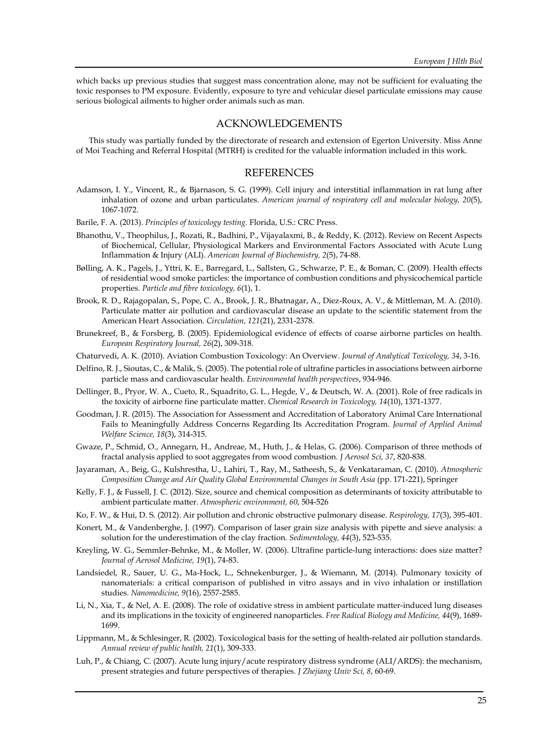which backs up previous studies that suggest mass concentration alone, may not be sufficient for evaluating the toxic responses to PM exposure. Evidently, exposure to tyre and vehicular diesel particulate emissions may cause serious biological ailments to higher order animals such as man.

## ACKNOWLEDGEMENTS

This study was partially funded by the directorate of research and extension of Egerton University. Miss Anne of Moi Teaching and Referral Hospital (MTRH) is credited for the valuable information included in this work.

## REFERENCES

Adamson, I. Y., Vincent, R., & Bjarnason, S. G. (1999). Cell injury and interstitial inflammation in rat lung after inhalation of ozone and urban particulates. *American journal of respiratory cell and molecular biology, 20*(5), 1067-1072.

Barile, F. A. (2013). *Principles of toxicology testing*. Florida, U.S.: CRC Press.

Bhanothu, V., Theophilus, J., Rozati, R., Badhini, P., Vijayalaxmi, B., & Reddy, K. (2012). Review on Recent Aspects of Biochemical, Cellular, Physiological Markers and Environmental Factors Associated with Acute Lung Inflammation & Injury (ALI). *American Journal of Biochemistry, 2*(5), 74-88.

Bølling, A. K., Pagels, J., Yttri, K. E., Barregard, L., Sallsten, G., Schwarze, P. E., & Boman, C. (2009). Health effects of residential wood smoke particles: the importance of combustion conditions and physicochemical particle properties. *Particle and fibre toxicology, 6*(1), 1.

Brook, R. D., Rajagopalan, S., Pope, C. A., Brook, J. R., Bhatnagar, A., Diez-Roux, A. V., & Mittleman, M. A. (2010). Particulate matter air pollution and cardiovascular disease an update to the scientific statement from the American Heart Association. *Circulation, 121*(21), 2331-2378.

Brunekreef, B., & Forsberg, B. (2005). Epidemiological evidence of effects of coarse airborne particles on health. *European Respiratory Journal, 26*(2), 309-318.

Chaturvedi, A. K. (2010). Aviation Combustion Toxicology: An Overview. *Journal of Analytical Toxicology, 34*, 3-16.

Delfino, R. J., Sioutas, C., & Malik, S. (2005). The potential role of ultrafine particles in associations between airborne particle mass and cardiovascular health. *Environmental health perspectives*, 934-946.

Dellinger, B., Pryor, W. A., Cueto, R., Squadrito, G. L., Hegde, V., & Deutsch, W. A. (2001). Role of free radicals in the toxicity of airborne fine particulate matter. *Chemical Research in Toxicology, 14*(10), 1371-1377.

Goodman, J. R. (2015). The Association for Assessment and Accreditation of Laboratory Animal Care International Fails to Meaningfully Address Concerns Regarding Its Accreditation Program. *Journal of Applied Animal Welfare Science, 18*(3), 314-315.

Gwaze, P., Schmid, O., Annegarn, H., Andreae, M., Huth, J., & Helas, G. (2006). Comparison of three methods of fractal analysis applied to soot aggregates from wood combustion. *J Aerosol Sci, 37*, 820-838.

Jayaraman, A., Beig, G., Kulshrestha, U., Lahiri, T., Ray, M., Satheesh, S., & Venkataraman, C. (2010). *Atmospheric Composition Change and Air Quality Global Environmental Changes in South Asia* (pp. 171-221), Springer

Kelly, F. J., & Fussell, J. C. (2012). Size, source and chemical composition as determinants of toxicity attributable to ambient particulate matter. *Atmospheric environment, 60*, 504-526

Ko, F. W., & Hui, D. S. (2012). Air pollution and chronic obstructive pulmonary disease. *Respirology, 17*(3), 395-401.

Konert, M., & Vandenberghe, J. (1997). Comparison of laser grain size analysis with pipette and sieve analysis: a solution for the underestimation of the clay fraction. *Sedimentology, 44*(3), 523-535.

Kreyling, W. G., Semmler-Behnke, M., & Moller, W. (2006). Ultrafine particle-lung interactions: does size matter? *Journal of Aerosol Medicine, 19*(1), 74-83.

Landsiedel, R., Sauer, U. G., Ma-Hock, L., Schnekenburger, J., & Wiemann, M. (2014). Pulmonary toxicity of nanomaterials: a critical comparison of published in vitro assays and in vivo inhalation or instillation studies. *Nanomedicine, 9*(16), 2557-2585.

Li, N., Xia, T., & Nel, A. E. (2008). The role of oxidative stress in ambient particulate matter-induced lung diseases and its implications in the toxicity of engineered nanoparticles. *Free Radical Biology and Medicine, 44*(9), 1689-1699.

Lippmann, M., & Schlesinger, R. (2002). Toxicological basis for the setting of health-related air pollution standards. *Annual review of public health, 21*(1), 309-333.

Luh, P., & Chiang, C. (2007). Acute lung injury/acute respiratory distress syndrome (ALI/ARDS): the mechanism, present strategies and future perspectives of therapies. *J Zhejiang Univ Sci, 8*, 60-69.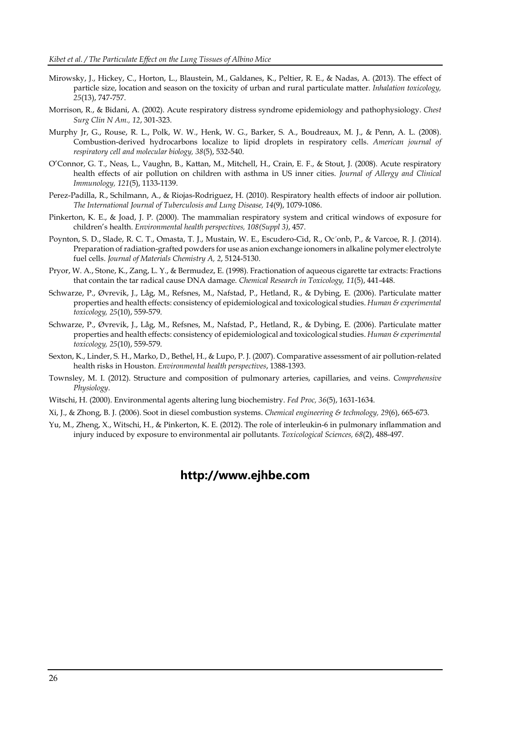Mirowsky, J., Hickey, C., Horton, L., Blaustein, M., Galdanes, K., Peltier, R. E., & Nadas, A. (2013). The effect of particle size, location and season on the toxicity of urban and rural particulate matter. *Inhalation toxicology, 25*(13), 747-757.

Morrison, R., & Bidani, A. (2002). Acute respiratory distress syndrome epidemiology and pathophysiology. *Chest Surg Clin N Am., 12*, 301-323.

Murphy Jr, G., Rouse, R. L., Polk, W. W., Henk, W. G., Barker, S. A., Boudreaux, M. J., & Penn, A. L. (2008). Combustion-derived hydrocarbons localize to lipid droplets in respiratory cells. *American journal of respiratory cell and molecular biology, 38*(5), 532-540.

O'Connor, G. T., Neas, L., Vaughn, B., Kattan, M., Mitchell, H., Crain, E. F., & Stout, J. (2008). Acute respiratory health effects of air pollution on children with asthma in US inner cities. *Journal of Allergy and Clinical Immunology, 121*(5), 1133-1139.

Perez-Padilla, R., Schilmann, A., & Riojas-Rodriguez, H. (2010). Respiratory health effects of indoor air pollution. *The International Journal of Tuberculosis and Lung Disease, 14*(9), 1079-1086.

Pinkerton, K. E., & Joad, J. P. (2000). The mammalian respiratory system and critical windows of exposure for children's health. *Environmental health perspectives, 108(Suppl 3)*, 457.

Poynton, S. D., Slade, R. C. T., Omasta, T. J., Mustain, W. E., Escudero-Cid, R., Oc´onb, P., & Varcoe, R. J. (2014). Preparation of radiation-grafted powders for use as anion exchange ionomers in alkaline polymer electrolyte fuel cells. *Journal of Materials Chemistry A, 2*, 5124-5130.

Pryor, W. A., Stone, K., Zang, L. Y., & Bermudez, E. (1998). Fractionation of aqueous cigarette tar extracts: Fractions that contain the tar radical cause DNA damage. *Chemical Research in Toxicology, 11*(5), 441-448.

Schwarze, P., Øvrevik, J., Låg, M., Refsnes, M., Nafstad, P., Hetland, R., & Dybing, E. (2006). Particulate matter properties and health effects: consistency of epidemiological and toxicological studies. *Human & experimental toxicology, 25*(10), 559-579.

Schwarze, P., Øvrevik, J., Låg, M., Refsnes, M., Nafstad, P., Hetland, R., & Dybing, E. (2006). Particulate matter properties and health effects: consistency of epidemiological and toxicological studies. *Human & experimental toxicology, 25*(10), 559-579.

Sexton, K., Linder, S. H., Marko, D., Bethel, H., & Lupo, P. J. (2007). Comparative assessment of air pollution-related health risks in Houston. *Environmental health perspectives*, 1388-1393.

Townsley, M. I. (2012). Structure and composition of pulmonary arteries, capillaries, and veins. *Comprehensive Physiology*.

Witschi, H. (2000). Environmental agents altering lung biochemistry. *Fed Proc, 36*(5), 1631-1634.

Xi, J., & Zhong, B. J. (2006). Soot in diesel combustion systems. *Chemical engineering & technology, 29*(6), 665-673.

Yu, M., Zheng, X., Witschi, H., & Pinkerton, K. E. (2012). The role of interleukin-6 in pulmonary inflammation and injury induced by exposure to environmental air pollutants. *Toxicological Sciences, 68*(2), 488-497.

**http://www.ejhbe.com**